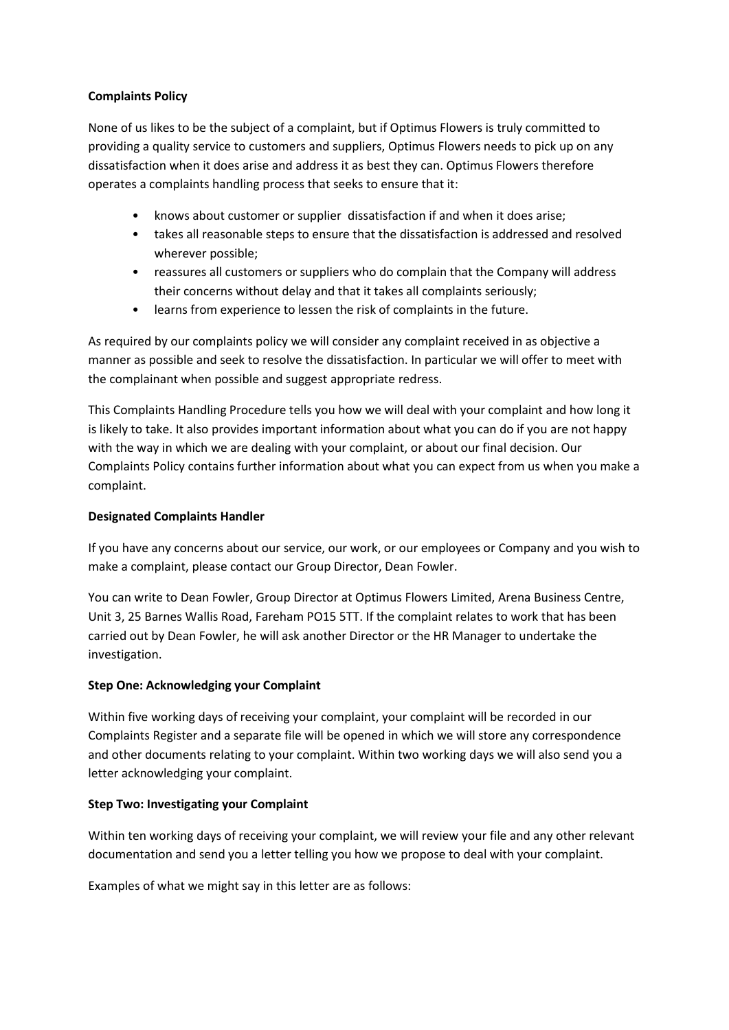**Complaints Policy**

None of us likes to be the subject of a complaint, but if Optimus Flowers is truly committed to providing a quality service to customers and suppliers, Optimus Flowers needs to pick up on any dissatisfaction when it does arise and address it as best they can. Optimus Flowers therefore operates a complaints handling process that seeks to ensure that it:

- knows about customer or supplier dissatisfaction if and when it does arise;
- takes all reasonable steps to ensure that the dissatisfaction is addressed and resolved wherever possible;
- reassures all customers or suppliers who do complain that the Company will address their concerns without delay and that it takes all complaints seriously;
- learns from experience to lessen the risk of complaints in the future.

As required by our complaints policy we will consider any complaint received in as objective a manner as possible and seek to resolve the dissatisfaction. In particular we will offer to meet with the complainant when possible and suggest appropriate redress.

This Complaints Handling Procedure tells you how we will deal with your complaint and how long it is likely to take. It also provides important information about what you can do if you are not happy with the way in which we are dealing with your complaint, or about our final decision. Our Complaints Policy contains further information about what you can expect from us when you make a complaint.

**Designated Complaints Handler**

If you have any concerns about our service, our work, or our employees or Company and you wish to make a complaint, please contact our Group Director, Dean Fowler.

You can write to Dean Fowler, Group Director at Optimus Flowers Limited, Arena Business Centre, Unit 3, 25 Barnes Wallis Road, Fareham PO15 5TT. If the complaint relates to work that has been carried out by Dean Fowler, he will ask another Director or the HR Manager to undertake the investigation.

**Step One: Acknowledging your Complaint**

Within five working days of receiving your complaint, your complaint will be recorded in our Complaints Register and a separate file will be opened in which we will store any correspondence and other documents relating to your complaint. Within two working days we will also send you a letter acknowledging your complaint.

**Step Two: Investigating your Complaint**

Within ten working days of receiving your complaint, we will review your file and any other relevant documentation and send you a letter telling you how we propose to deal with your complaint.

Examples of what we might say in this letter are as follows: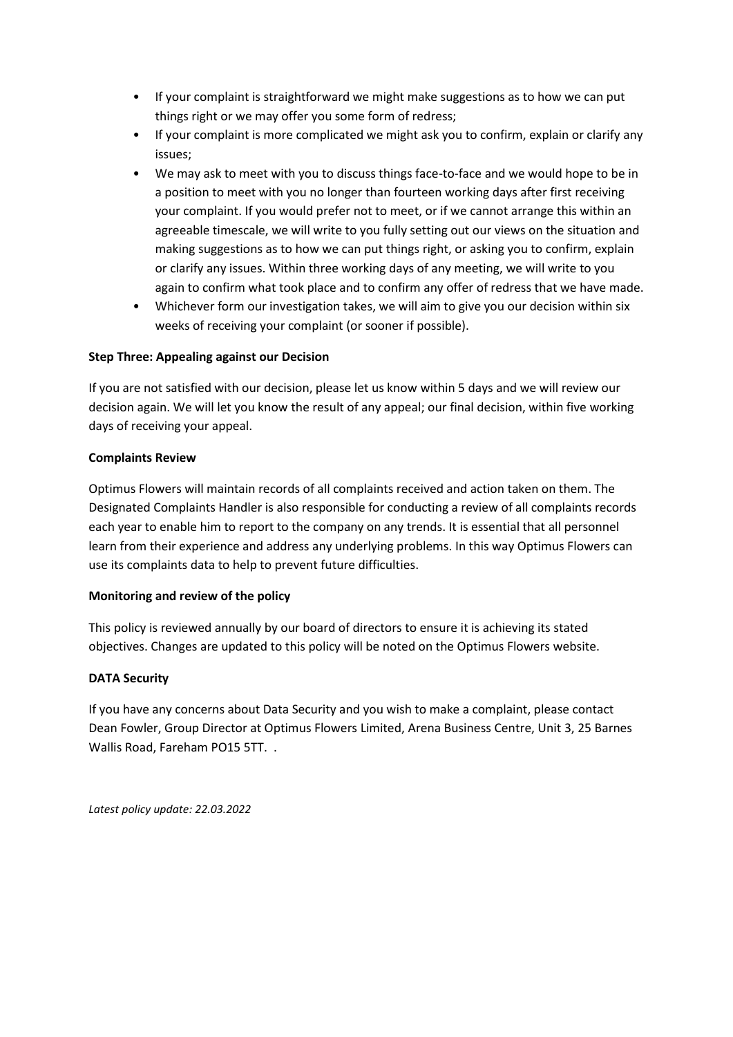- If your complaint is straightforward we might make suggestions as to how we can put things right or we may offer you some form of redress;
- If your complaint is more complicated we might ask you to confirm, explain or clarify any issues;
- We may ask to meet with you to discuss things face-to-face and we would hope to be in a position to meet with you no longer than fourteen working days after first receiving your complaint. If you would prefer not to meet, or if we cannot arrange this within an agreeable timescale, we will write to you fully setting out our views on the situation and making suggestions as to how we can put things right, or asking you to confirm, explain or clarify any issues. Within three working days of any meeting, we will write to you again to confirm what took place and to confirm any offer of redress that we have made.
- Whichever form our investigation takes, we will aim to give you our decision within six weeks of receiving your complaint (or sooner if possible).

**Step Three: Appealing against our Decision**

If you are not satisfied with our decision, please let us know within 5 days and we will review our decision again. We will let you know the result of any appeal; our final decision, within five working days of receiving your appeal.

**Complaints Review**

Optimus Flowers will maintain records of all complaints received and action taken on them. The Designated Complaints Handler is also responsible for conducting a review of all complaints records each year to enable him to report to the company on any trends. It is essential that all personnel learn from their experience and address any underlying problems. In this way Optimus Flowers can use its complaints data to help to prevent future difficulties.

**Monitoring and review of the policy**

This policy is reviewed annually by our board of directors to ensure it is achieving its stated objectives. Changes are updated to this policy will be noted on the Optimus Flowers website.

**DATA Security**

If you have any concerns about Data Security and you wish to make a complaint, please contact Dean Fowler, Group Director at Optimus Flowers Limited, Arena Business Centre, Unit 3, 25 Barnes Wallis Road, Fareham PO15 5TT. .

*Latest policy update: 22.03.2022*